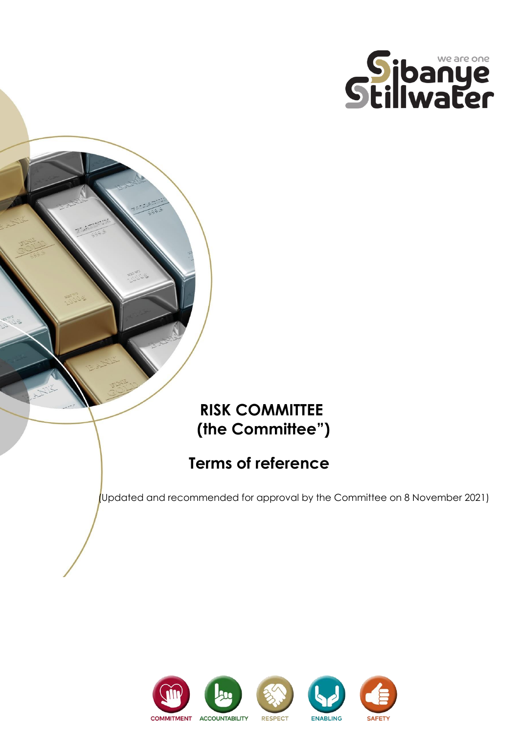# RISK COMMITTEE
# (the Committee")

## Terms of reference

(Updated and recommended for approval by the Committee on 8 November 2021)

COMMITMENT ACCOUNTABILITY RESPECT ENABLING SAFETY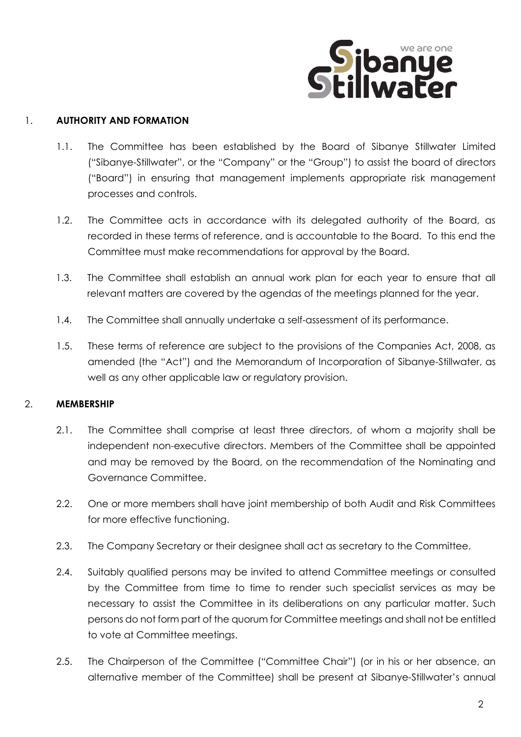## 1. AUTHORITY AND FORMATION

1.1. The Committee has been established by the Board of Sibanye Stillwater Limited ("Sibanye-Stillwater", or the "Company" or the "Group") to assist the board of directors ("Board") in ensuring that management implements appropriate risk management processes and controls.

1.2. The Committee acts in accordance with its delegated authority of the Board, as recorded in these terms of reference, and is accountable to the Board. To this end the Committee must make recommendations for approval by the Board.

1.3. The Committee shall establish an annual work plan for each year to ensure that all relevant matters are covered by the agendas of the meetings planned for the year.

1.4. The Committee shall annually undertake a self-assessment of its performance.

1.5. These terms of reference are subject to the provisions of the Companies Act, 2008, as amended (the "Act") and the Memorandum of Incorporation of Sibanye-Stillwater, as well as any other applicable law or regulatory provision.

## 2. MEMBERSHIP

2.1. The Committee shall comprise at least three directors, of whom a majority shall be independent non-executive directors. Members of the Committee shall be appointed and may be removed by the Board, on the recommendation of the Nominating and Governance Committee.

2.2. One or more members shall have joint membership of both Audit and Risk Committees for more effective functioning.

2.3. The Company Secretary or their designee shall act as secretary to the Committee.

2.4. Suitably qualified persons may be invited to attend Committee meetings or consulted by the Committee from time to time to render such specialist services as may be necessary to assist the Committee in its deliberations on any particular matter. Such persons do not form part of the quorum for Committee meetings and shall not be entitled to vote at Committee meetings.

2.5. The Chairperson of the Committee ("Committee Chair") (or in his or her absence, an alternative member of the Committee) shall be present at Sibanye-Stillwater's annual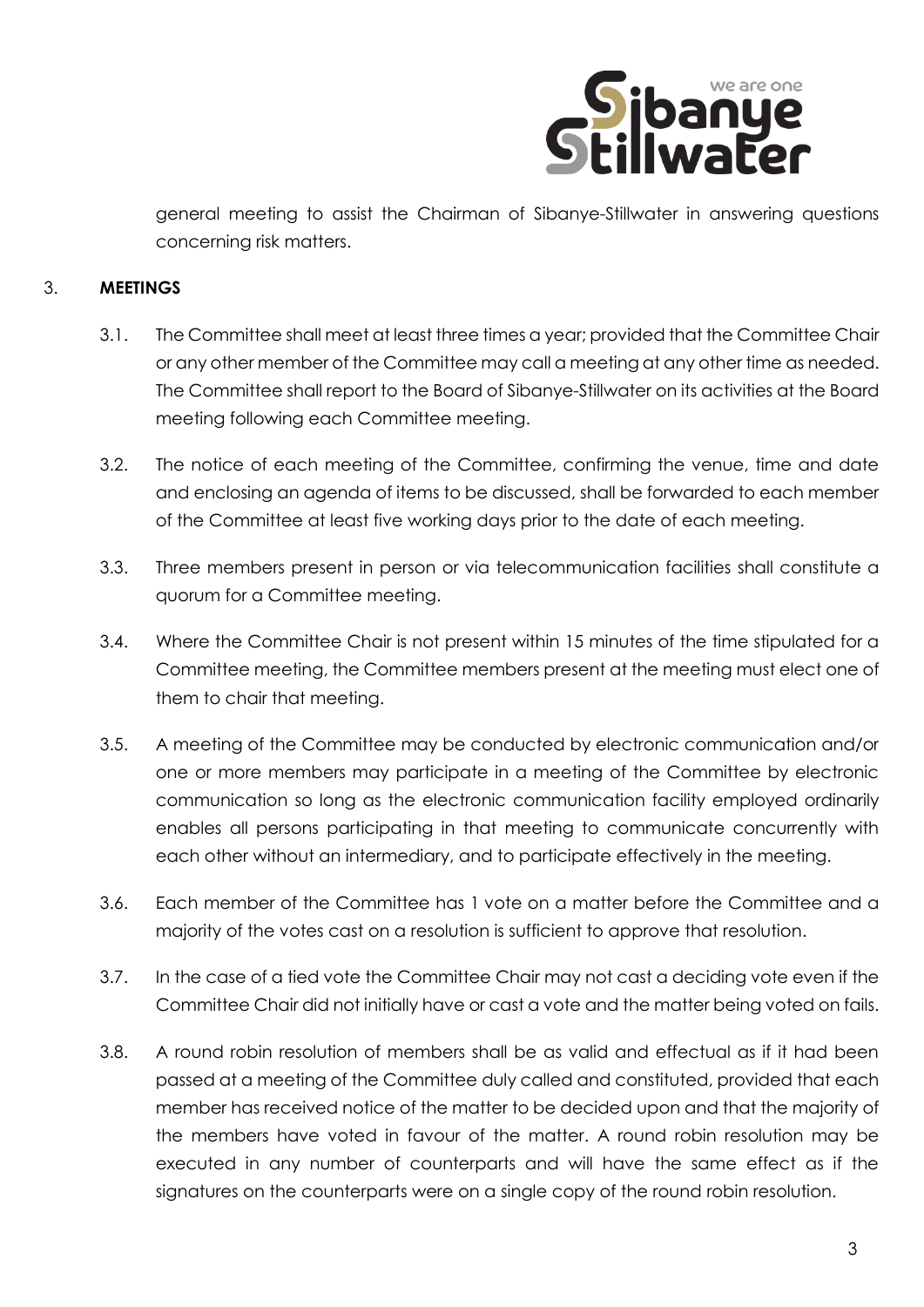general meeting to assist the Chairman of Sibanye-Stillwater in answering questions concerning risk matters.

## 3. MEETINGS

3.1. The Committee shall meet at least three times a year; provided that the Committee Chair or any other member of the Committee may call a meeting at any other time as needed. The Committee shall report to the Board of Sibanye-Stillwater on its activities at the Board meeting following each Committee meeting.

3.2. The notice of each meeting of the Committee, confirming the venue, time and date and enclosing an agenda of items to be discussed, shall be forwarded to each member of the Committee at least five working days prior to the date of each meeting.

3.3. Three members present in person or via telecommunication facilities shall constitute a quorum for a Committee meeting.

3.4. Where the Committee Chair is not present within 15 minutes of the time stipulated for a Committee meeting, the Committee members present at the meeting must elect one of them to chair that meeting.

3.5. A meeting of the Committee may be conducted by electronic communication and/or one or more members may participate in a meeting of the Committee by electronic communication so long as the electronic communication facility employed ordinarily enables all persons participating in that meeting to communicate concurrently with each other without an intermediary, and to participate effectively in the meeting.

3.6. Each member of the Committee has 1 vote on a matter before the Committee and a majority of the votes cast on a resolution is sufficient to approve that resolution.

3.7. In the case of a tied vote the Committee Chair may not cast a deciding vote even if the Committee Chair did not initially have or cast a vote and the matter being voted on fails.

3.8. A round robin resolution of members shall be as valid and effectual as if it had been passed at a meeting of the Committee duly called and constituted, provided that each member has received notice of the matter to be decided upon and that the majority of the members have voted in favour of the matter. A round robin resolution may be executed in any number of counterparts and will have the same effect as if the signatures on the counterparts were on a single copy of the round robin resolution.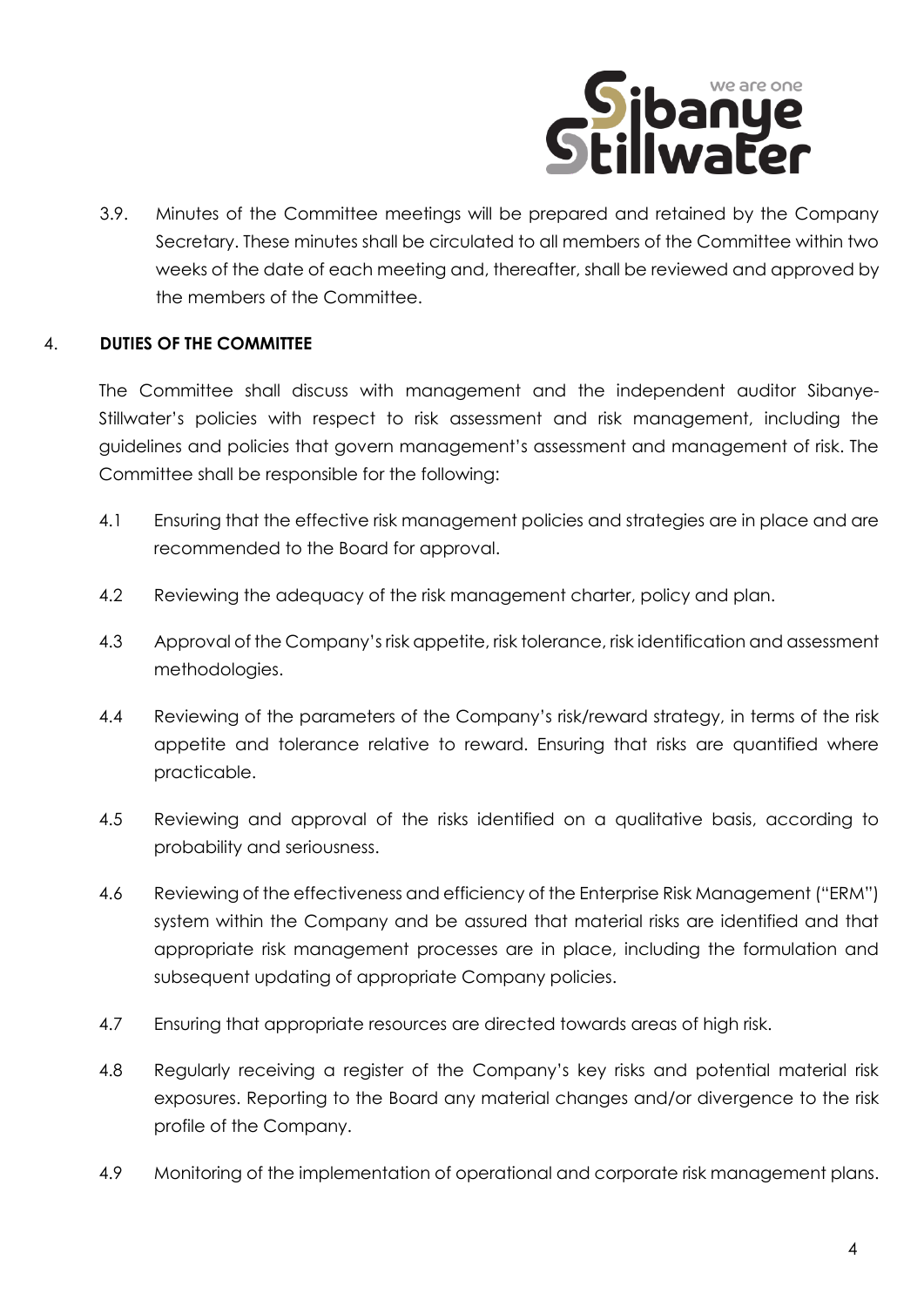3.9. Minutes of the Committee meetings will be prepared and retained by the Company Secretary. These minutes shall be circulated to all members of the Committee within two weeks of the date of each meeting and, thereafter, shall be reviewed and approved by the members of the Committee.

## 4. DUTIES OF THE COMMITTEE

The Committee shall discuss with management and the independent auditor Sibanye-Stillwater's policies with respect to risk assessment and risk management, including the guidelines and policies that govern management's assessment and management of risk. The Committee shall be responsible for the following:

4.1 Ensuring that the effective risk management policies and strategies are in place and are recommended to the Board for approval.

4.2 Reviewing the adequacy of the risk management charter, policy and plan.

4.3 Approval of the Company's risk appetite, risk tolerance, risk identification and assessment methodologies.

4.4 Reviewing of the parameters of the Company's risk/reward strategy, in terms of the risk appetite and tolerance relative to reward. Ensuring that risks are quantified where practicable.

4.5 Reviewing and approval of the risks identified on a qualitative basis, according to probability and seriousness.

4.6 Reviewing of the effectiveness and efficiency of the Enterprise Risk Management ("ERM") system within the Company and be assured that material risks are identified and that appropriate risk management processes are in place, including the formulation and subsequent updating of appropriate Company policies.

4.7 Ensuring that appropriate resources are directed towards areas of high risk.

4.8 Regularly receiving a register of the Company's key risks and potential material risk exposures. Reporting to the Board any material changes and/or divergence to the risk profile of the Company.

4.9 Monitoring of the implementation of operational and corporate risk management plans.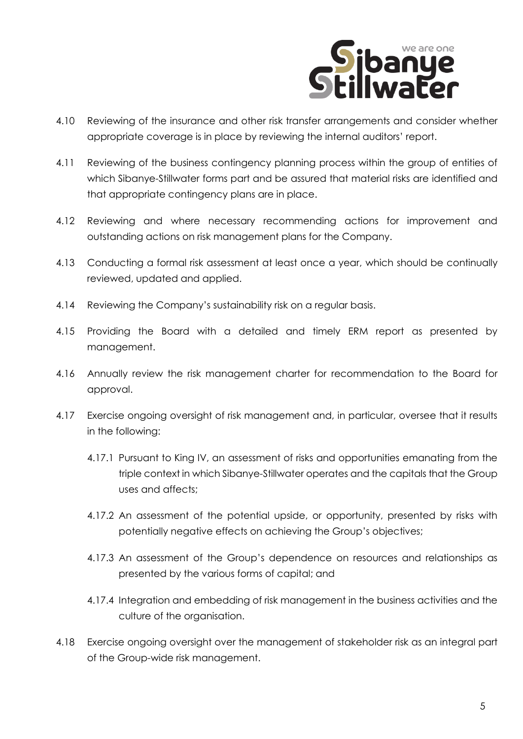4.10 Reviewing of the insurance and other risk transfer arrangements and consider whether appropriate coverage is in place by reviewing the internal auditors' report.

4.11 Reviewing of the business contingency planning process within the group of entities of which Sibanye-Stillwater forms part and be assured that material risks are identified and that appropriate contingency plans are in place.

4.12 Reviewing and where necessary recommending actions for improvement and outstanding actions on risk management plans for the Company.

4.13 Conducting a formal risk assessment at least once a year, which should be continually reviewed, updated and applied.

4.14 Reviewing the Company's sustainability risk on a regular basis.

4.15 Providing the Board with a detailed and timely ERM report as presented by management.

4.16 Annually review the risk management charter for recommendation to the Board for approval.

4.17 Exercise ongoing oversight of risk management and, in particular, oversee that it results in the following:

4.17.1 Pursuant to King IV, an assessment of risks and opportunities emanating from the triple context in which Sibanye-Stillwater operates and the capitals that the Group uses and affects;

4.17.2 An assessment of the potential upside, or opportunity, presented by risks with potentially negative effects on achieving the Group's objectives;

4.17.3 An assessment of the Group's dependence on resources and relationships as presented by the various forms of capital; and

4.17.4 Integration and embedding of risk management in the business activities and the culture of the organisation.

4.18 Exercise ongoing oversight over the management of stakeholder risk as an integral part of the Group-wide risk management.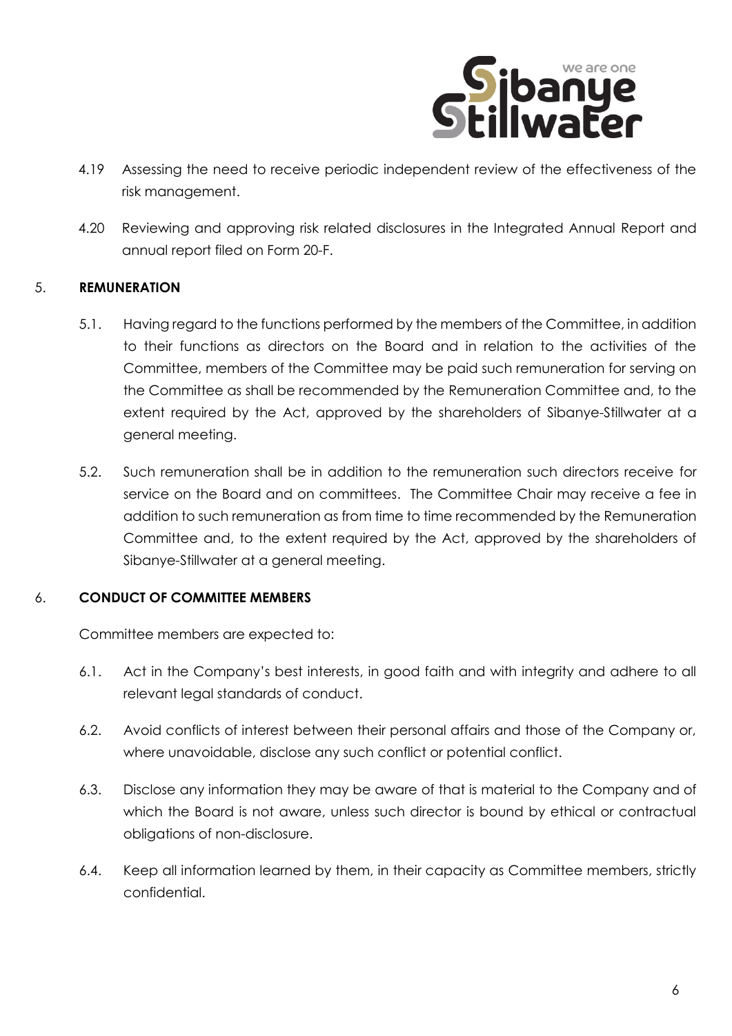4.19 Assessing the need to receive periodic independent review of the effectiveness of the risk management.

4.20 Reviewing and approving risk related disclosures in the Integrated Annual Report and annual report filed on Form 20-F.

## 5. REMUNERATION

5.1. Having regard to the functions performed by the members of the Committee, in addition to their functions as directors on the Board and in relation to the activities of the Committee, members of the Committee may be paid such remuneration for serving on the Committee as shall be recommended by the Remuneration Committee and, to the extent required by the Act, approved by the shareholders of Sibanye-Stillwater at a general meeting.

5.2. Such remuneration shall be in addition to the remuneration such directors receive for service on the Board and on committees. The Committee Chair may receive a fee in addition to such remuneration as from time to time recommended by the Remuneration Committee and, to the extent required by the Act, approved by the shareholders of Sibanye-Stillwater at a general meeting.

## 6. CONDUCT OF COMMITTEE MEMBERS

Committee members are expected to:

6.1. Act in the Company's best interests, in good faith and with integrity and adhere to all relevant legal standards of conduct.

6.2. Avoid conflicts of interest between their personal affairs and those of the Company or, where unavoidable, disclose any such conflict or potential conflict.

6.3. Disclose any information they may be aware of that is material to the Company and of which the Board is not aware, unless such director is bound by ethical or contractual obligations of non-disclosure.

6.4. Keep all information learned by them, in their capacity as Committee members, strictly confidential.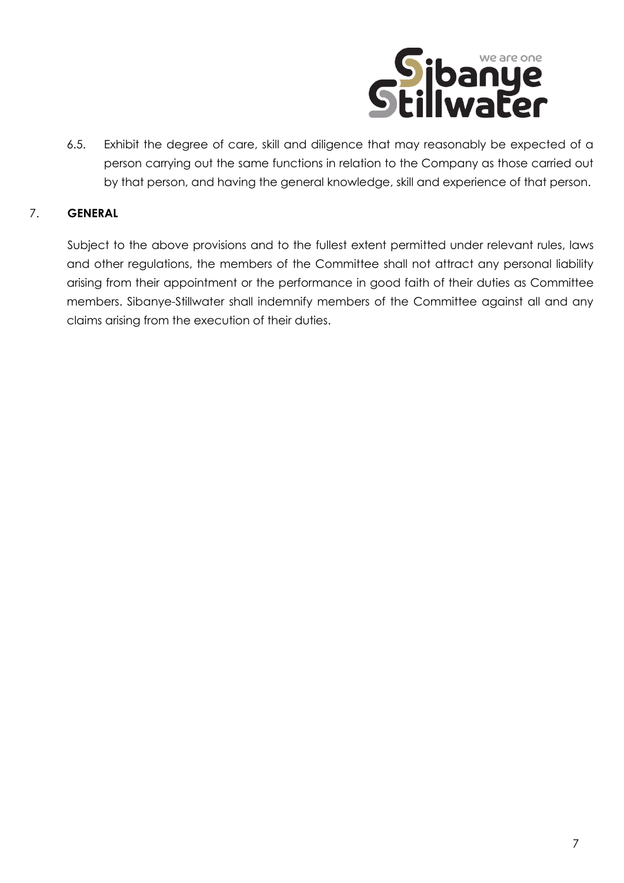6.5. Exhibit the degree of care, skill and diligence that may reasonably be expected of a person carrying out the same functions in relation to the Company as those carried out by that person, and having the general knowledge, skill and experience of that person.

## 7. GENERAL

Subject to the above provisions and to the fullest extent permitted under relevant rules, laws and other regulations, the members of the Committee shall not attract any personal liability arising from their appointment or the performance in good faith of their duties as Committee members. Sibanye-Stillwater shall indemnify members of the Committee against all and any claims arising from the execution of their duties.